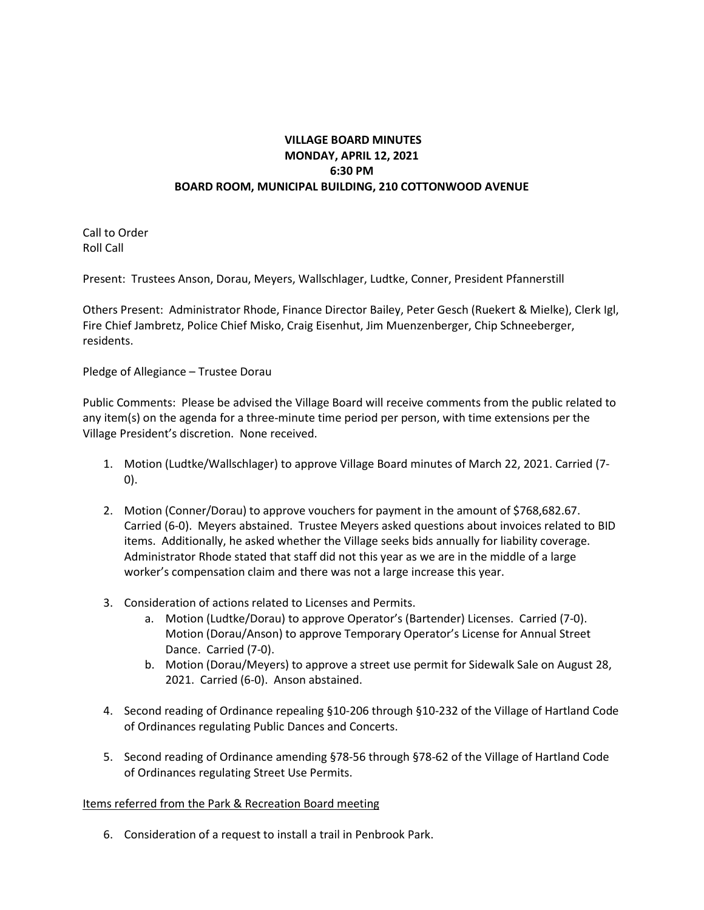**VILLAGE BOARD MINUTES**
**MONDAY, APRIL 12, 2021**
**6:30 PM**
**BOARD ROOM, MUNICIPAL BUILDING, 210 COTTONWOOD AVENUE**

Call to Order
Roll Call

Present: Trustees Anson, Dorau, Meyers, Wallschlager, Ludtke, Conner, President Pfannerstill

Others Present: Administrator Rhode, Finance Director Bailey, Peter Gesch (Ruekert & Mielke), Clerk Igl, Fire Chief Jambretz, Police Chief Misko, Craig Eisenhut, Jim Muenzenberger, Chip Schneeberger, residents.

Pledge of Allegiance – Trustee Dorau

Public Comments: Please be advised the Village Board will receive comments from the public related to any item(s) on the agenda for a three-minute time period per person, with time extensions per the Village President's discretion. None received.

1. Motion (Ludtke/Wallschlager) to approve Village Board minutes of March 22, 2021. Carried (7-0).

2. Motion (Conner/Dorau) to approve vouchers for payment in the amount of $768,682.67. Carried (6-0). Meyers abstained. Trustee Meyers asked questions about invoices related to BID items. Additionally, he asked whether the Village seeks bids annually for liability coverage. Administrator Rhode stated that staff did not this year as we are in the middle of a large worker's compensation claim and there was not a large increase this year.

3. Consideration of actions related to Licenses and Permits.
   a. Motion (Ludtke/Dorau) to approve Operator's (Bartender) Licenses. Carried (7-0). Motion (Dorau/Anson) to approve Temporary Operator's License for Annual Street Dance. Carried (7-0).
   b. Motion (Dorau/Meyers) to approve a street use permit for Sidewalk Sale on August 28, 2021. Carried (6-0). Anson abstained.

4. Second reading of Ordinance repealing §10-206 through §10-232 of the Village of Hartland Code of Ordinances regulating Public Dances and Concerts.

5. Second reading of Ordinance amending §78-56 through §78-62 of the Village of Hartland Code of Ordinances regulating Street Use Permits.

<u>Items referred from the Park & Recreation Board meeting</u>

6. Consideration of a request to install a trail in Penbrook Park.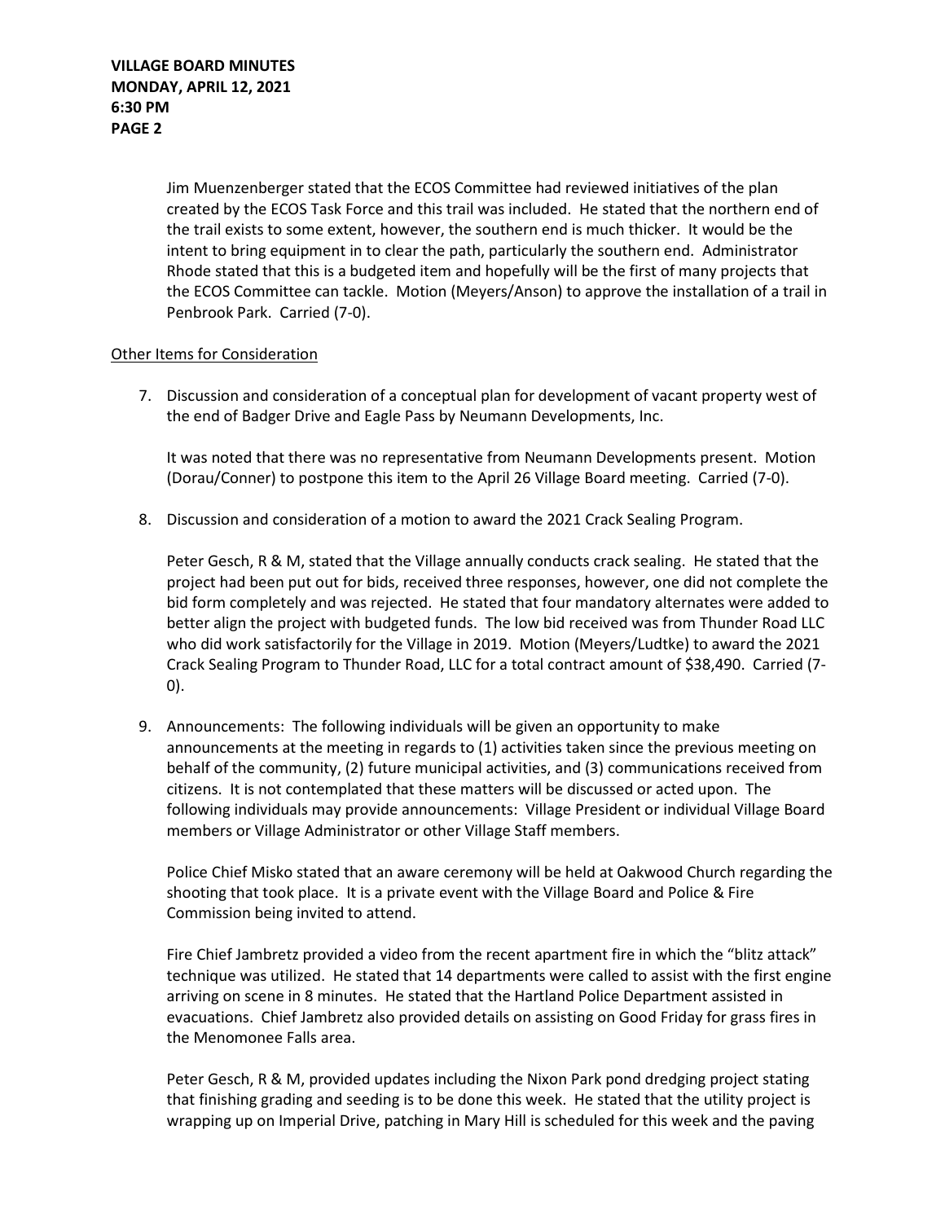Jim Muenzenberger stated that the ECOS Committee had reviewed initiatives of the plan created by the ECOS Task Force and this trail was included. He stated that the northern end of the trail exists to some extent, however, the southern end is much thicker. It would be the intent to bring equipment in to clear the path, particularly the southern end. Administrator Rhode stated that this is a budgeted item and hopefully will be the first of many projects that the ECOS Committee can tackle. Motion (Meyers/Anson) to approve the installation of a trail in Penbrook Park. Carried (7-0).

<u>Other Items for Consideration</u>

7. Discussion and consideration of a conceptual plan for development of vacant property west of the end of Badger Drive and Eagle Pass by Neumann Developments, Inc.

   It was noted that there was no representative from Neumann Developments present. Motion (Dorau/Conner) to postpone this item to the April 26 Village Board meeting. Carried (7-0).

8. Discussion and consideration of a motion to award the 2021 Crack Sealing Program.

   Peter Gesch, R & M, stated that the Village annually conducts crack sealing. He stated that the project had been put out for bids, received three responses, however, one did not complete the bid form completely and was rejected. He stated that four mandatory alternates were added to better align the project with budgeted funds. The low bid received was from Thunder Road LLC who did work satisfactorily for the Village in 2019. Motion (Meyers/Ludtke) to award the 2021 Crack Sealing Program to Thunder Road, LLC for a total contract amount of $38,490. Carried (7-0).

9. Announcements: The following individuals will be given an opportunity to make announcements at the meeting in regards to (1) activities taken since the previous meeting on behalf of the community, (2) future municipal activities, and (3) communications received from citizens. It is not contemplated that these matters will be discussed or acted upon. The following individuals may provide announcements: Village President or individual Village Board members or Village Administrator or other Village Staff members.

   Police Chief Misko stated that an aware ceremony will be held at Oakwood Church regarding the shooting that took place. It is a private event with the Village Board and Police & Fire Commission being invited to attend.

   Fire Chief Jambretz provided a video from the recent apartment fire in which the "blitz attack" technique was utilized. He stated that 14 departments were called to assist with the first engine arriving on scene in 8 minutes. He stated that the Hartland Police Department assisted in evacuations. Chief Jambretz also provided details on assisting on Good Friday for grass fires in the Menomonee Falls area.

   Peter Gesch, R & M, provided updates including the Nixon Park pond dredging project stating that finishing grading and seeding is to be done this week. He stated that the utility project is wrapping up on Imperial Drive, patching in Mary Hill is scheduled for this week and the paving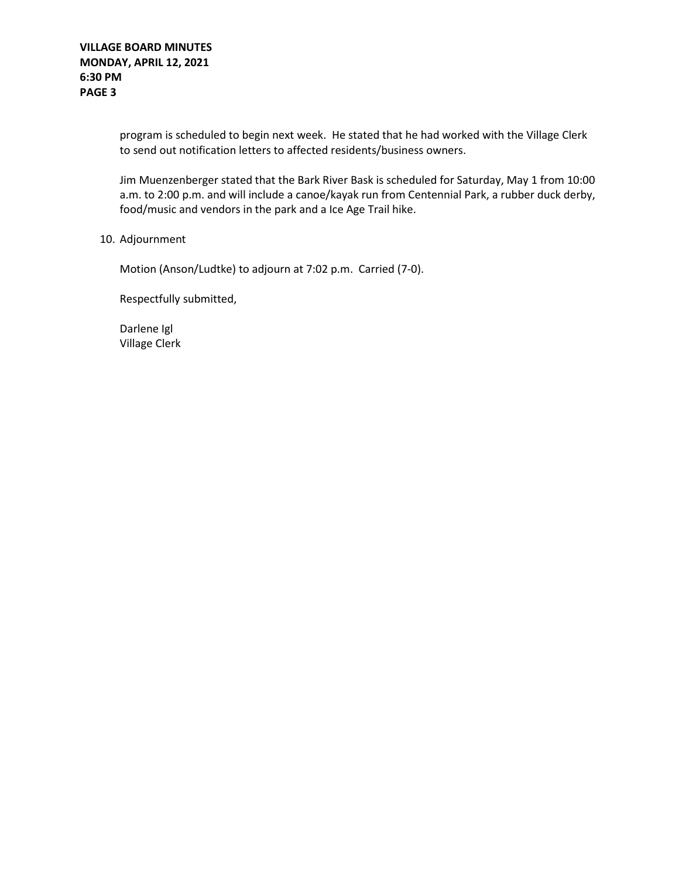program is scheduled to begin next week. He stated that he had worked with the Village Clerk to send out notification letters to affected residents/business owners.

Jim Muenzenberger stated that the Bark River Bask is scheduled for Saturday, May 1 from 10:00 a.m. to 2:00 p.m. and will include a canoe/kayak run from Centennial Park, a rubber duck derby, food/music and vendors in the park and a Ice Age Trail hike.

10. Adjournment

    Motion (Anson/Ludtke) to adjourn at 7:02 p.m. Carried (7-0).

    Respectfully submitted,

    Darlene Igl
    Village Clerk